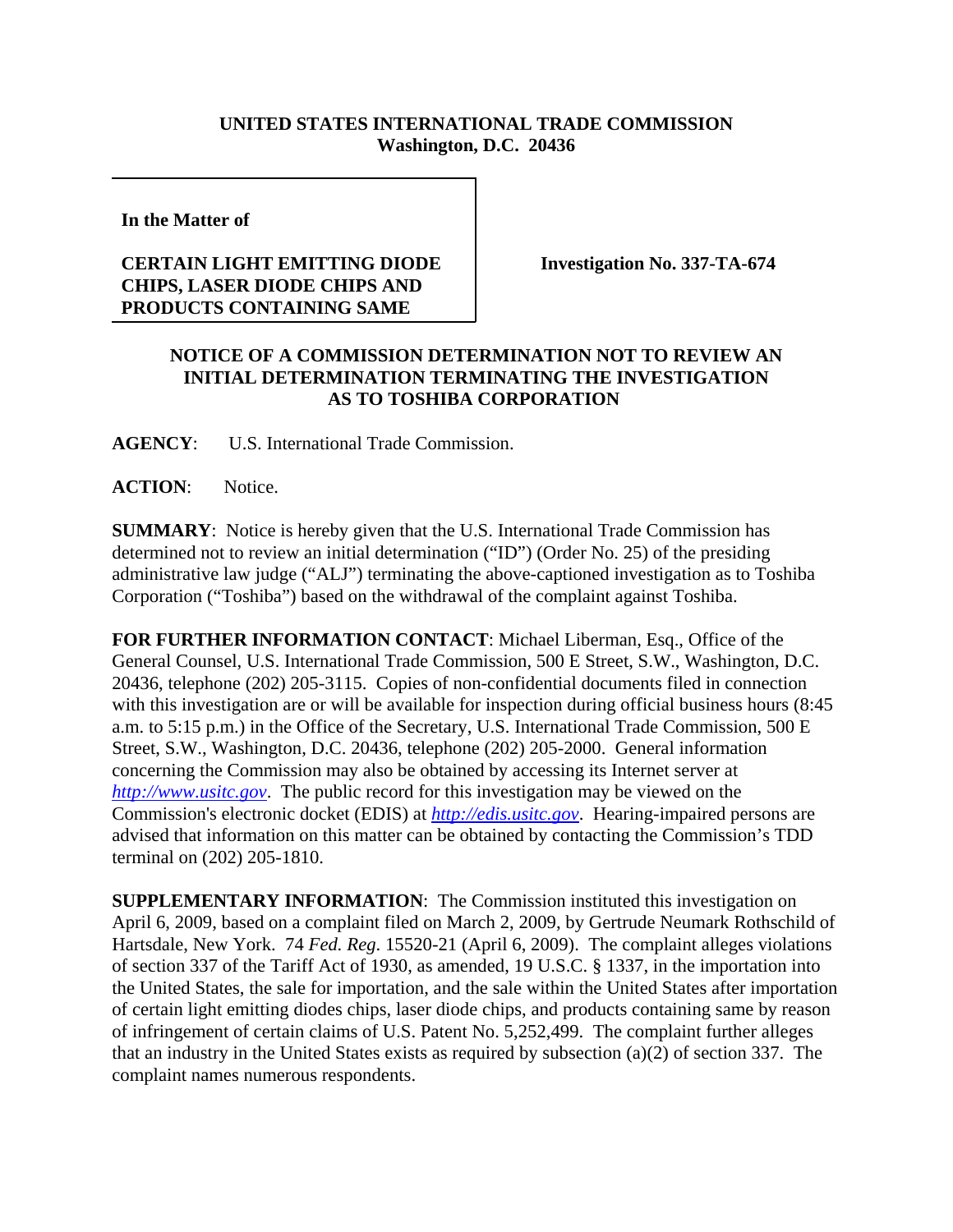**UNITED STATES INTERNATIONAL TRADE COMMISSION**
**Washington, D.C. 20436**

**In the Matter of**

**CERTAIN LIGHT EMITTING DIODE CHIPS, LASER DIODE CHIPS AND PRODUCTS CONTAINING SAME**

**Investigation No. 337-TA-674**

**NOTICE OF A COMMISSION DETERMINATION NOT TO REVIEW AN INITIAL DETERMINATION TERMINATING THE INVESTIGATION AS TO TOSHIBA CORPORATION**

**AGENCY**: U.S. International Trade Commission.

**ACTION**: Notice.

**SUMMARY**: Notice is hereby given that the U.S. International Trade Commission has determined not to review an initial determination ("ID") (Order No. 25) of the presiding administrative law judge ("ALJ") terminating the above-captioned investigation as to Toshiba Corporation ("Toshiba") based on the withdrawal of the complaint against Toshiba.

**FOR FURTHER INFORMATION CONTACT**: Michael Liberman, Esq., Office of the General Counsel, U.S. International Trade Commission, 500 E Street, S.W., Washington, D.C. 20436, telephone (202) 205-3115. Copies of non-confidential documents filed in connection with this investigation are or will be available for inspection during official business hours (8:45 a.m. to 5:15 p.m.) in the Office of the Secretary, U.S. International Trade Commission, 500 E Street, S.W., Washington, D.C. 20436, telephone (202) 205-2000. General information concerning the Commission may also be obtained by accessing its Internet server at *http://www.usitc.gov*. The public record for this investigation may be viewed on the Commission's electronic docket (EDIS) at *http://edis.usitc.gov*. Hearing-impaired persons are advised that information on this matter can be obtained by contacting the Commission's TDD terminal on (202) 205-1810.

**SUPPLEMENTARY INFORMATION**: The Commission instituted this investigation on April 6, 2009, based on a complaint filed on March 2, 2009, by Gertrude Neumark Rothschild of Hartsdale, New York. 74 *Fed. Reg.* 15520-21 (April 6, 2009). The complaint alleges violations of section 337 of the Tariff Act of 1930, as amended, 19 U.S.C. § 1337, in the importation into the United States, the sale for importation, and the sale within the United States after importation of certain light emitting diodes chips, laser diode chips, and products containing same by reason of infringement of certain claims of U.S. Patent No. 5,252,499. The complaint further alleges that an industry in the United States exists as required by subsection (a)(2) of section 337. The complaint names numerous respondents.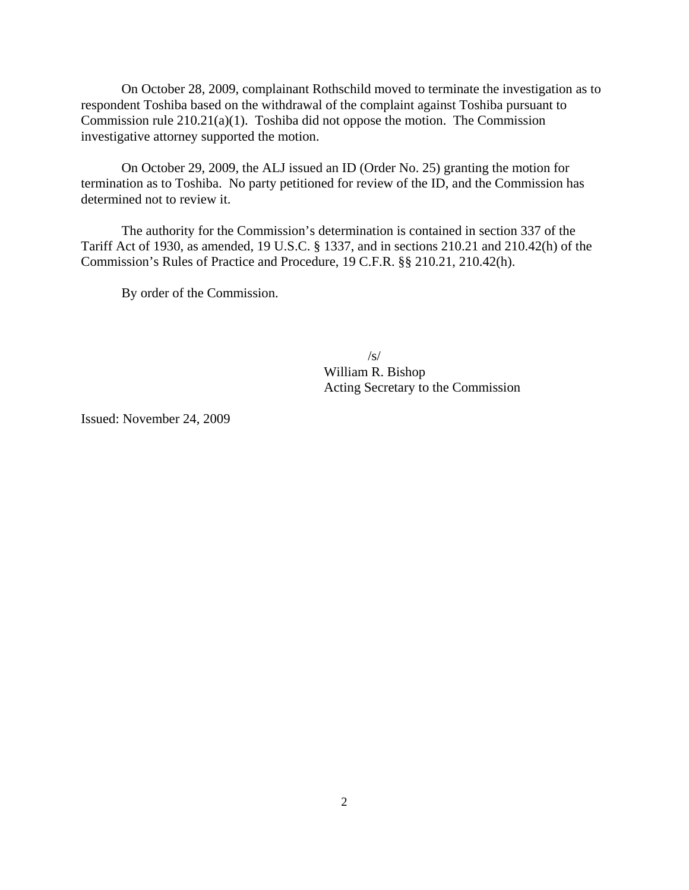On October 28, 2009, complainant Rothschild moved to terminate the investigation as to respondent Toshiba based on the withdrawal of the complaint against Toshiba pursuant to Commission rule 210.21(a)(1). Toshiba did not oppose the motion. The Commission investigative attorney supported the motion.

On October 29, 2009, the ALJ issued an ID (Order No. 25) granting the motion for termination as to Toshiba. No party petitioned for review of the ID, and the Commission has determined not to review it.

The authority for the Commission's determination is contained in section 337 of the Tariff Act of 1930, as amended, 19 U.S.C. § 1337, and in sections 210.21 and 210.42(h) of the Commission's Rules of Practice and Procedure, 19 C.F.R. §§ 210.21, 210.42(h).

By order of the Commission.

/s/
William R. Bishop
Acting Secretary to the Commission

Issued: November 24, 2009